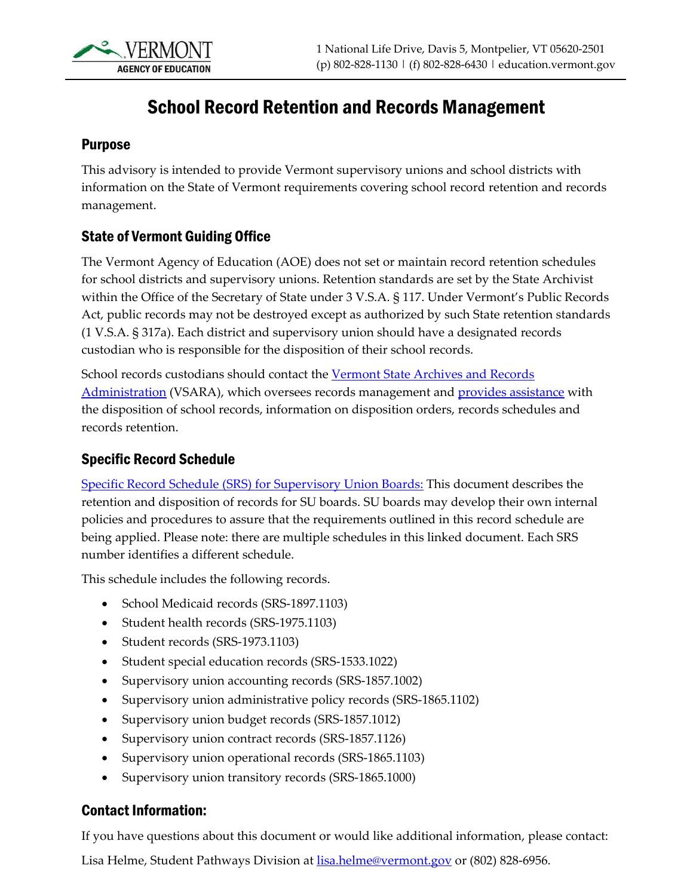VERMONT AGENCY OF EDUCATION

1 National Life Drive, Davis 5, Montpelier, VT 05620-2501
(p) 802-828-1130 | (f) 802-828-6430 | education.vermont.gov

# School Record Retention and Records Management

## Purpose

This advisory is intended to provide Vermont supervisory unions and school districts with information on the State of Vermont requirements covering school record retention and records management.

## State of Vermont Guiding Office

The Vermont Agency of Education (AOE) does not set or maintain record retention schedules for school districts and supervisory unions. Retention standards are set by the State Archivist within the Office of the Secretary of State under 3 V.S.A. § 117. Under Vermont's Public Records Act, public records may not be destroyed except as authorized by such State retention standards (1 V.S.A. § 317a). Each district and supervisory union should have a designated records custodian who is responsible for the disposition of their school records.

School records custodians should contact the Vermont State Archives and Records Administration (VSARA), which oversees records management and provides assistance with the disposition of school records, information on disposition orders, records schedules and records retention.

## Specific Record Schedule

Specific Record Schedule (SRS) for Supervisory Union Boards: This document describes the retention and disposition of records for SU boards. SU boards may develop their own internal policies and procedures to assure that the requirements outlined in this record schedule are being applied. Please note: there are multiple schedules in this linked document. Each SRS number identifies a different schedule.

This schedule includes the following records.

- School Medicaid records (SRS-1897.1103)
- Student health records (SRS-1975.1103)
- Student records (SRS-1973.1103)
- Student special education records (SRS-1533.1022)
- Supervisory union accounting records (SRS-1857.1002)
- Supervisory union administrative policy records (SRS-1865.1102)
- Supervisory union budget records (SRS-1857.1012)
- Supervisory union contract records (SRS-1857.1126)
- Supervisory union operational records (SRS-1865.1103)
- Supervisory union transitory records (SRS-1865.1000)

## Contact Information:

If you have questions about this document or would like additional information, please contact:

Lisa Helme, Student Pathways Division at lisa.helme@vermont.gov or (802) 828-6956.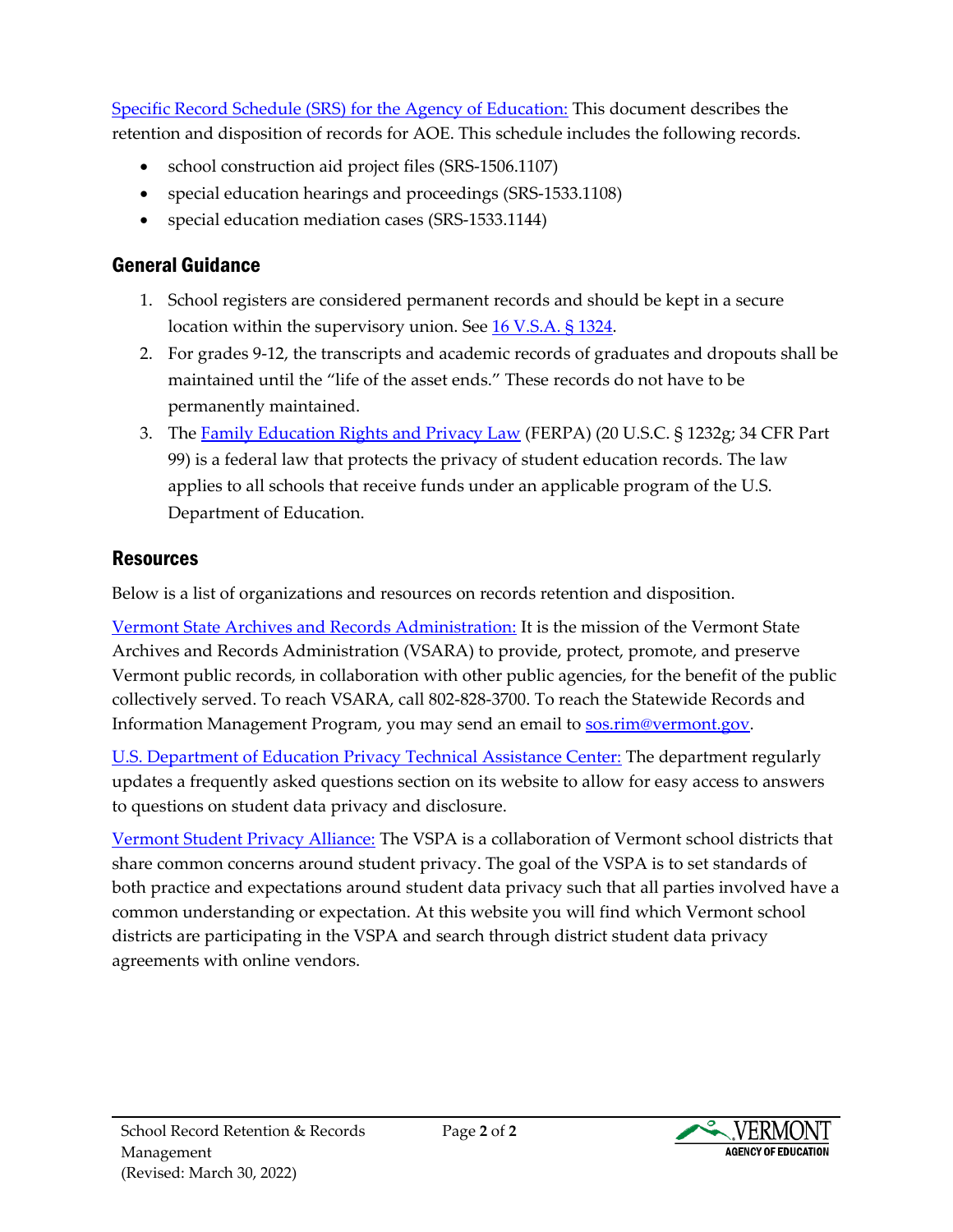[Specific Record Schedule (SRS) for the Agency of Education:](#) This document describes the retention and disposition of records for AOE. This schedule includes the following records.

- school construction aid project files (SRS-1506.1107)
- special education hearings and proceedings (SRS-1533.1108)
- special education mediation cases (SRS-1533.1144)

## General Guidance

1. School registers are considered permanent records and should be kept in a secure location within the supervisory union. See 16 V.S.A. § 1324.
2. For grades 9-12, the transcripts and academic records of graduates and dropouts shall be maintained until the "life of the asset ends." These records do not have to be permanently maintained.
3. The Family Education Rights and Privacy Law (FERPA) (20 U.S.C. § 1232g; 34 CFR Part 99) is a federal law that protects the privacy of student education records. The law applies to all schools that receive funds under an applicable program of the U.S. Department of Education.

## Resources

Below is a list of organizations and resources on records retention and disposition.

Vermont State Archives and Records Administration: It is the mission of the Vermont State Archives and Records Administration (VSARA) to provide, protect, promote, and preserve Vermont public records, in collaboration with other public agencies, for the benefit of the public collectively served. To reach VSARA, call 802-828-3700. To reach the Statewide Records and Information Management Program, you may send an email to sos.rim@vermont.gov.

U.S. Department of Education Privacy Technical Assistance Center: The department regularly updates a frequently asked questions section on its website to allow for easy access to answers to questions on student data privacy and disclosure.

Vermont Student Privacy Alliance: The VSPA is a collaboration of Vermont school districts that share common concerns around student privacy. The goal of the VSPA is to set standards of both practice and expectations around student data privacy such that all parties involved have a common understanding or expectation. At this website you will find which Vermont school districts are participating in the VSPA and search through district student data privacy agreements with online vendors.